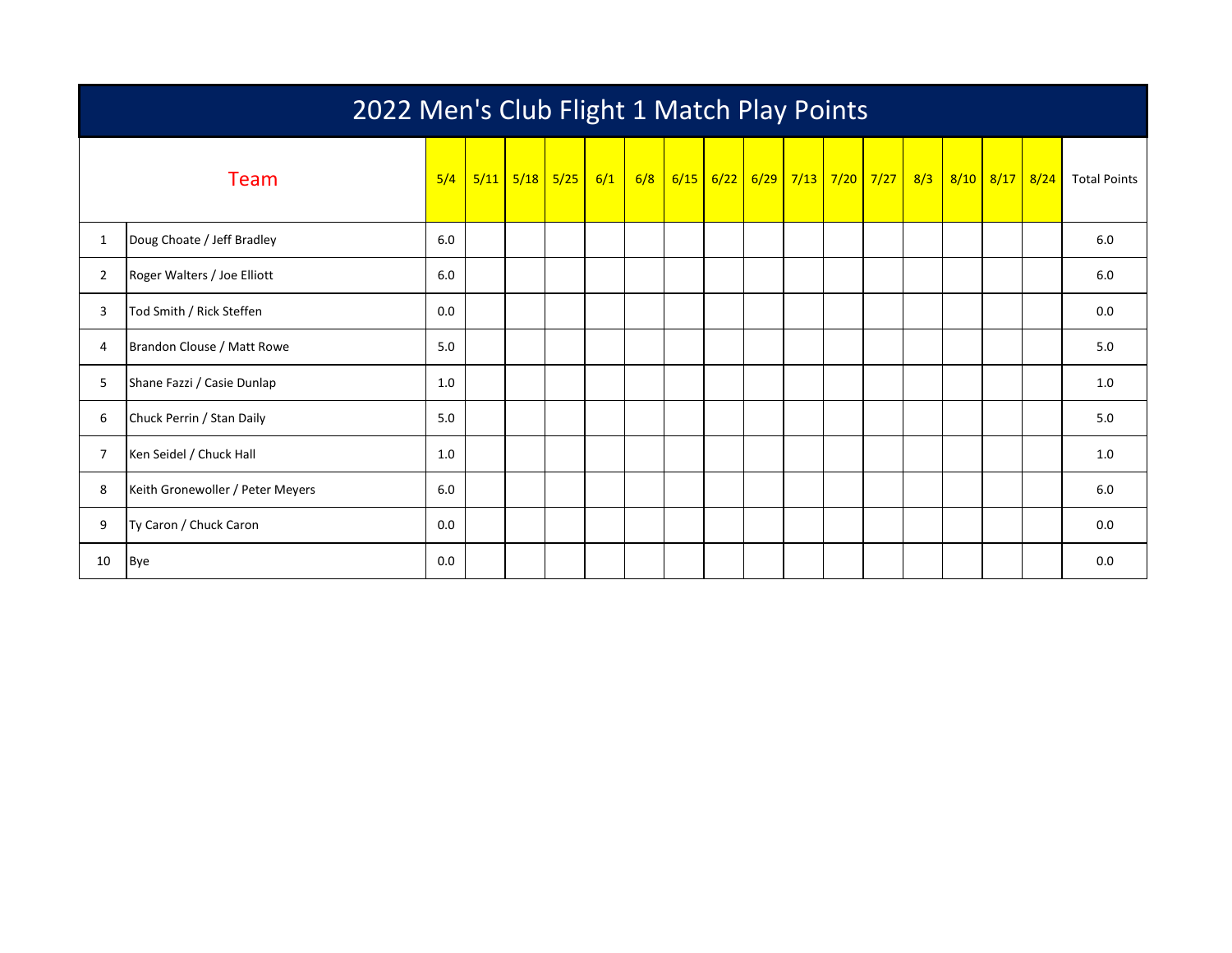# 2022 Men's Club Flight 1 Match Play Points

| | Team | 5/4 | 5/11 | 5/18 | 5/25 | 6/1 | 6/8 | 6/15 | 6/22 | 6/29 | 7/13 | 7/20 | 7/27 | 8/3 | 8/10 | 8/17 | 8/24 | Total Points |
|---|---|---|---|---|---|---|---|---|---|---|---|---|---|---|---|---|---|---|
| 1 | Doug Choate / Jeff Bradley | 6.0 | | | | | | | | | | | | | | | | 6.0 |
| 2 | Roger Walters / Joe Elliott | 6.0 | | | | | | | | | | | | | | | | 6.0 |
| 3 | Tod Smith / Rick Steffen | 0.0 | | | | | | | | | | | | | | | | 0.0 |
| 4 | Brandon Clouse / Matt Rowe | 5.0 | | | | | | | | | | | | | | | | 5.0 |
| 5 | Shane Fazzi / Casie Dunlap | 1.0 | | | | | | | | | | | | | | | | 1.0 |
| 6 | Chuck Perrin / Stan Daily | 5.0 | | | | | | | | | | | | | | | | 5.0 |
| 7 | Ken Seidel / Chuck Hall | 1.0 | | | | | | | | | | | | | | | | 1.0 |
| 8 | Keith Gronewoller / Peter Meyers | 6.0 | | | | | | | | | | | | | | | | 6.0 |
| 9 | Ty Caron / Chuck Caron | 0.0 | | | | | | | | | | | | | | | | 0.0 |
| 10 | Bye | 0.0 | | | | | | | | | | | | | | | | 0.0 |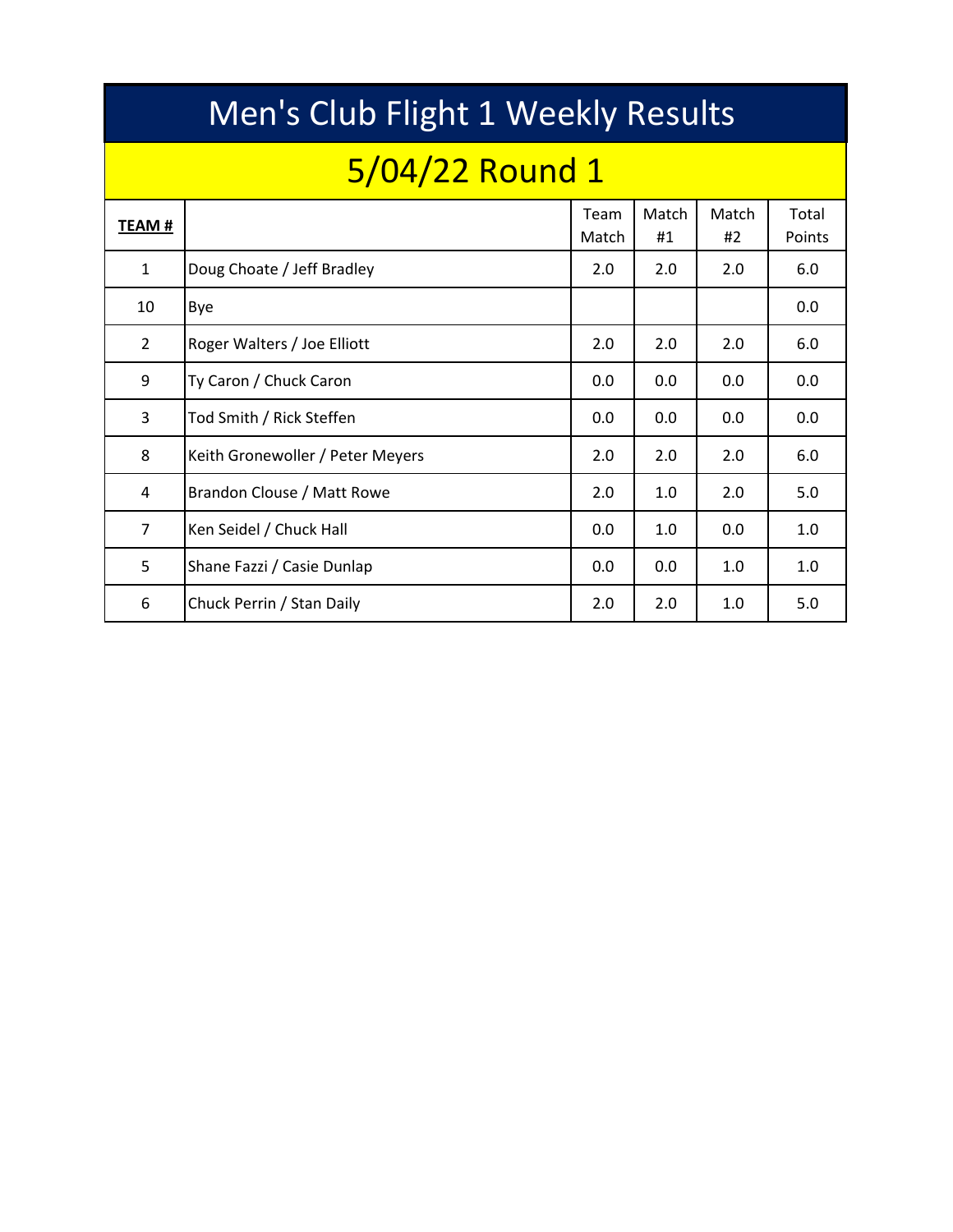# Men's Club Flight 1 Weekly Results

## 5/04/22 Round 1

| **TEAM #** | | Team Match | Match #1 | Match #2 | Total Points |
|---|---|---|---|---|---|
| 1 | Doug Choate / Jeff Bradley | 2.0 | 2.0 | 2.0 | 6.0 |
| 10 | Bye | | | | 0.0 |
| 2 | Roger Walters / Joe Elliott | 2.0 | 2.0 | 2.0 | 6.0 |
| 9 | Ty Caron / Chuck Caron | 0.0 | 0.0 | 0.0 | 0.0 |
| 3 | Tod Smith / Rick Steffen | 0.0 | 0.0 | 0.0 | 0.0 |
| 8 | Keith Gronewoller / Peter Meyers | 2.0 | 2.0 | 2.0 | 6.0 |
| 4 | Brandon Clouse / Matt Rowe | 2.0 | 1.0 | 2.0 | 5.0 |
| 7 | Ken Seidel / Chuck Hall | 0.0 | 1.0 | 0.0 | 1.0 |
| 5 | Shane Fazzi / Casie Dunlap | 0.0 | 0.0 | 1.0 | 1.0 |
| 6 | Chuck Perrin / Stan Daily | 2.0 | 2.0 | 1.0 | 5.0 |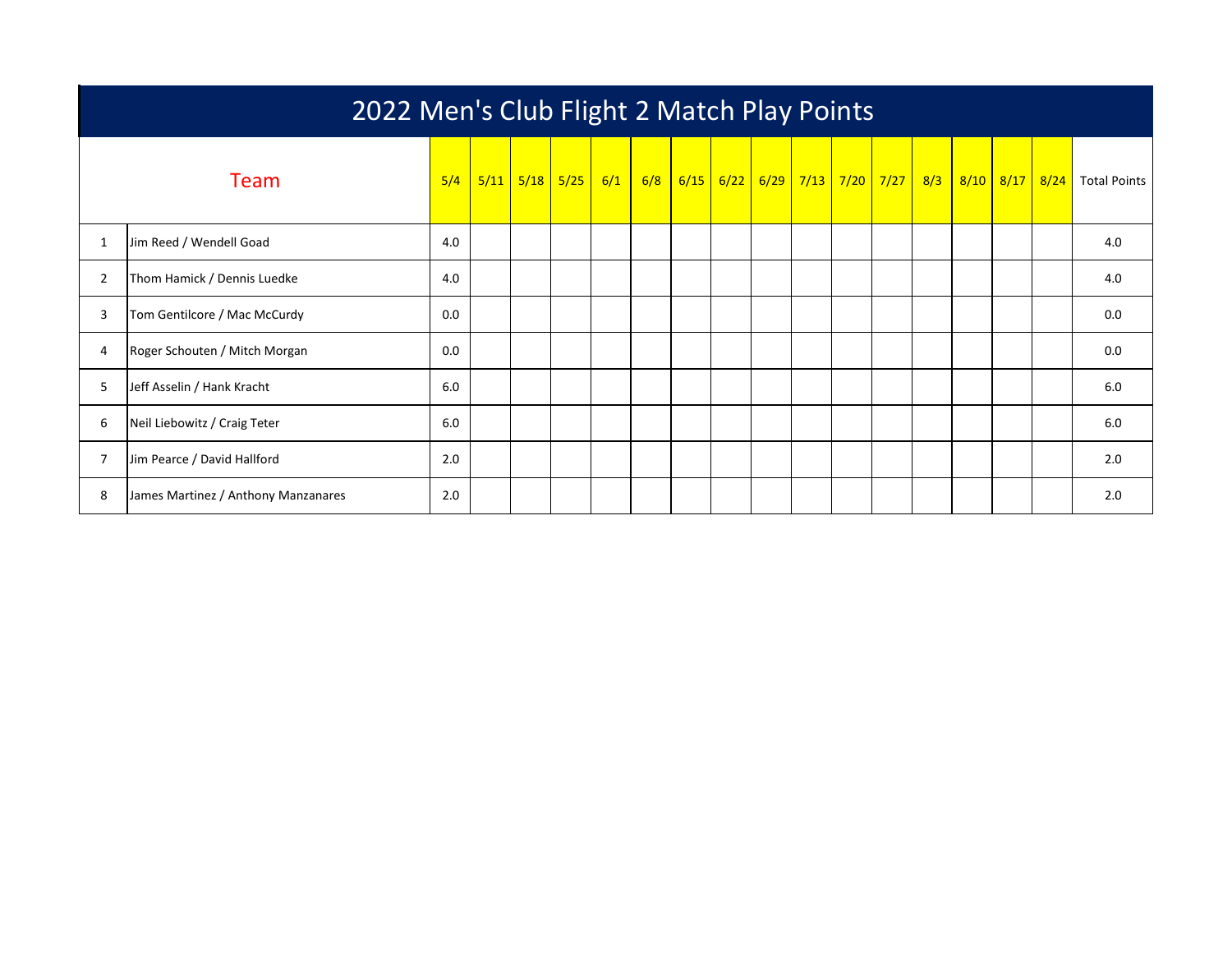# 2022 Men's Club Flight 2 Match Play Points

| | Team | 5/4 | 5/11 | 5/18 | 5/25 | 6/1 | 6/8 | 6/15 | 6/22 | 6/29 | 7/13 | 7/20 | 7/27 | 8/3 | 8/10 | 8/17 | 8/24 | Total Points |
|---|---|---|---|---|---|---|---|---|---|---|---|---|---|---|---|---|---|---|
| 1 | Jim Reed / Wendell Goad | 4.0 | | | | | | | | | | | | | | | | 4.0 |
| 2 | Thom Hamick / Dennis Luedke | 4.0 | | | | | | | | | | | | | | | | 4.0 |
| 3 | Tom Gentilcore / Mac McCurdy | 0.0 | | | | | | | | | | | | | | | | 0.0 |
| 4 | Roger Schouten / Mitch Morgan | 0.0 | | | | | | | | | | | | | | | | 0.0 |
| 5 | Jeff Asselin / Hank Kracht | 6.0 | | | | | | | | | | | | | | | | 6.0 |
| 6 | Neil Liebowitz / Craig Teter | 6.0 | | | | | | | | | | | | | | | | 6.0 |
| 7 | Jim Pearce / David Hallford | 2.0 | | | | | | | | | | | | | | | | 2.0 |
| 8 | James Martinez / Anthony Manzanares | 2.0 | | | | | | | | | | | | | | | | 2.0 |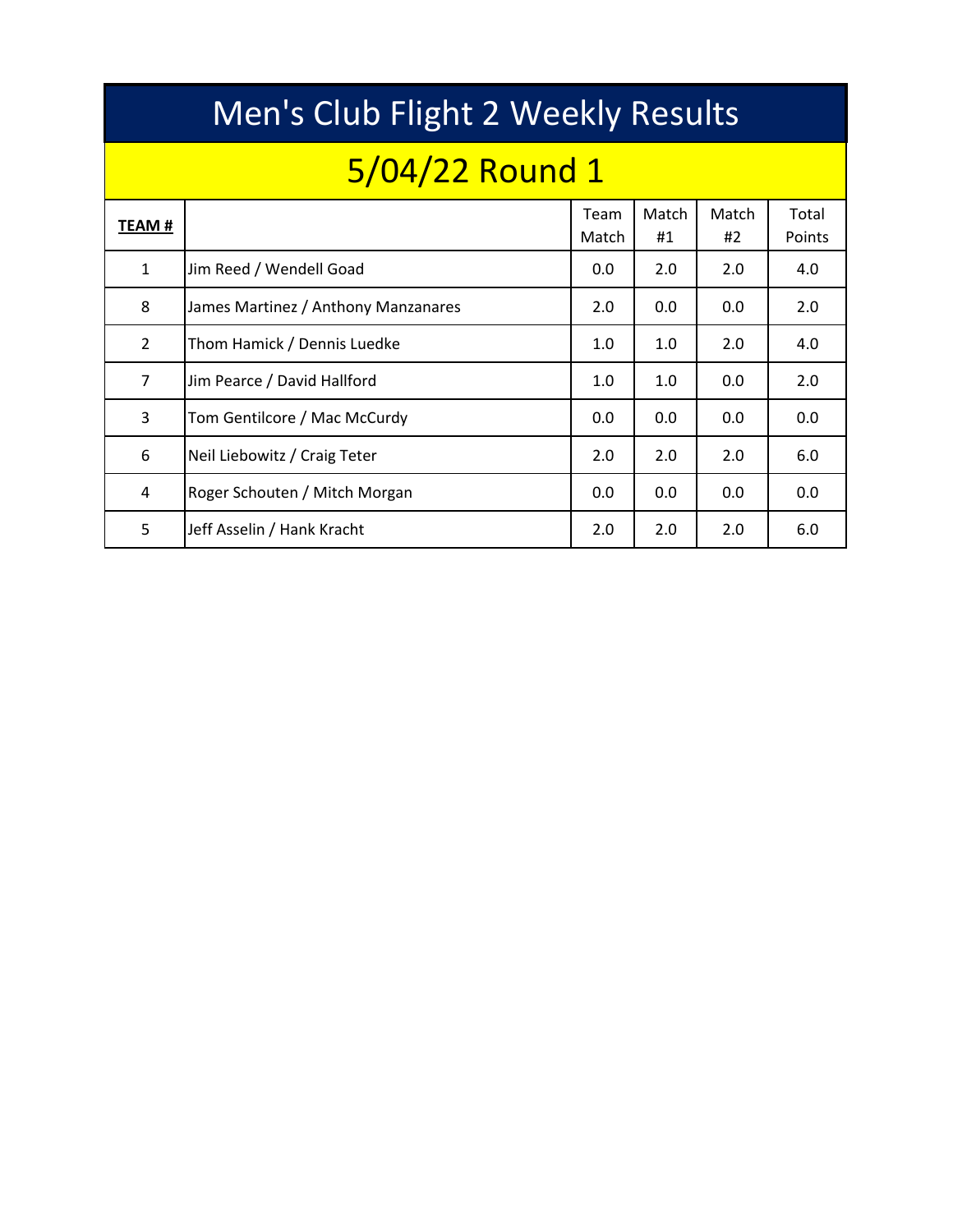# Men's Club Flight 2 Weekly Results

## 5/04/22 Round 1

| **TEAM #** | | Team Match | Match #1 | Match #2 | Total Points |
|---|---|---|---|---|---|
| 1 | Jim Reed / Wendell Goad | 0.0 | 2.0 | 2.0 | 4.0 |
| 8 | James Martinez / Anthony Manzanares | 2.0 | 0.0 | 0.0 | 2.0 |
| 2 | Thom Hamick / Dennis Luedke | 1.0 | 1.0 | 2.0 | 4.0 |
| 7 | Jim Pearce / David Hallford | 1.0 | 1.0 | 0.0 | 2.0 |
| 3 | Tom Gentilcore / Mac McCurdy | 0.0 | 0.0 | 0.0 | 0.0 |
| 6 | Neil Liebowitz / Craig Teter | 2.0 | 2.0 | 2.0 | 6.0 |
| 4 | Roger Schouten / Mitch Morgan | 0.0 | 0.0 | 0.0 | 0.0 |
| 5 | Jeff Asselin / Hank Kracht | 2.0 | 2.0 | 2.0 | 6.0 |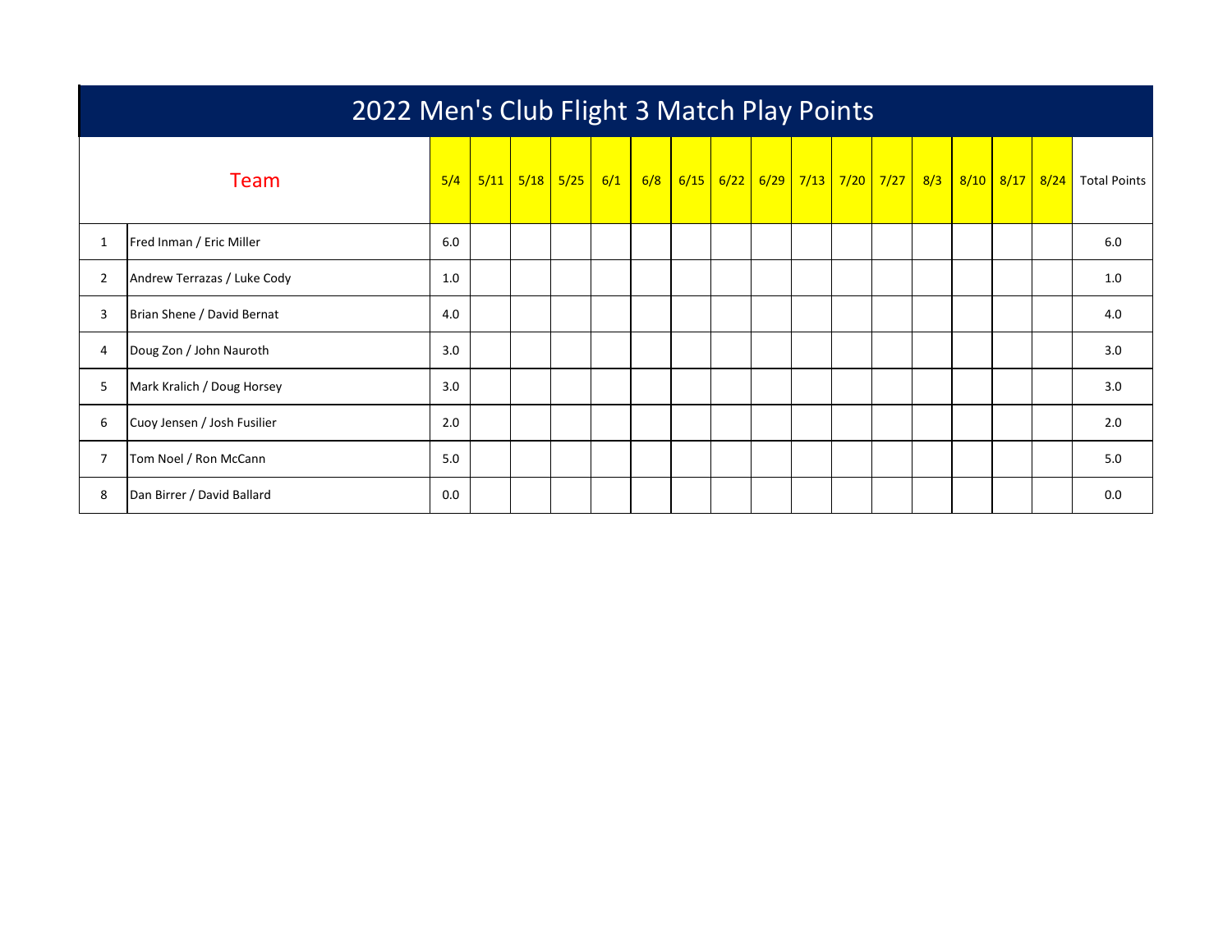# 2022 Men's Club Flight 3 Match Play Points

| | Team | 5/4 | 5/11 | 5/18 | 5/25 | 6/1 | 6/8 | 6/15 | 6/22 | 6/29 | 7/13 | 7/20 | 7/27 | 8/3 | 8/10 | 8/17 | 8/24 | Total Points |
|---|---|---|---|---|---|---|---|---|---|---|---|---|---|---|---|---|---|---|
| 1 | Fred Inman / Eric Miller | 6.0 | | | | | | | | | | | | | | | | 6.0 |
| 2 | Andrew Terrazas / Luke Cody | 1.0 | | | | | | | | | | | | | | | | 1.0 |
| 3 | Brian Shene / David Bernat | 4.0 | | | | | | | | | | | | | | | | 4.0 |
| 4 | Doug Zon / John Nauroth | 3.0 | | | | | | | | | | | | | | | | 3.0 |
| 5 | Mark Kralich / Doug Horsey | 3.0 | | | | | | | | | | | | | | | | 3.0 |
| 6 | Cuoy Jensen / Josh Fusilier | 2.0 | | | | | | | | | | | | | | | | 2.0 |
| 7 | Tom Noel / Ron McCann | 5.0 | | | | | | | | | | | | | | | | 5.0 |
| 8 | Dan Birrer / David Ballard | 0.0 | | | | | | | | | | | | | | | | 0.0 |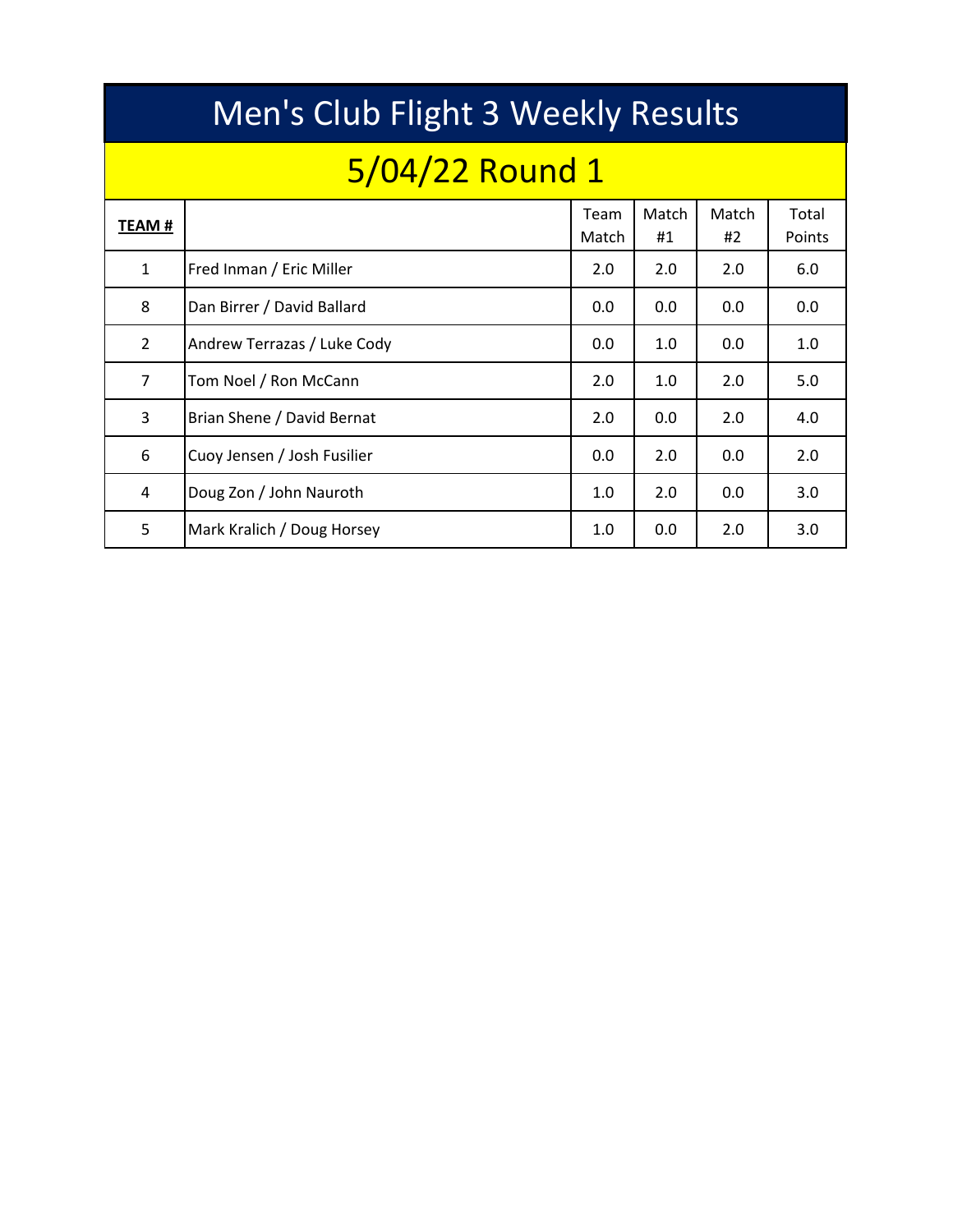# Men's Club Flight 3 Weekly Results

## 5/04/22 Round 1

| **TEAM #** | | Team Match | Match #1 | Match #2 | Total Points |
|---|---|---|---|---|---|
| 1 | Fred Inman / Eric Miller | 2.0 | 2.0 | 2.0 | 6.0 |
| 8 | Dan Birrer / David Ballard | 0.0 | 0.0 | 0.0 | 0.0 |
| 2 | Andrew Terrazas / Luke Cody | 0.0 | 1.0 | 0.0 | 1.0 |
| 7 | Tom Noel / Ron McCann | 2.0 | 1.0 | 2.0 | 5.0 |
| 3 | Brian Shene / David Bernat | 2.0 | 0.0 | 2.0 | 4.0 |
| 6 | Cuoy Jensen / Josh Fusilier | 0.0 | 2.0 | 0.0 | 2.0 |
| 4 | Doug Zon / John Nauroth | 1.0 | 2.0 | 0.0 | 3.0 |
| 5 | Mark Kralich / Doug Horsey | 1.0 | 0.0 | 2.0 | 3.0 |